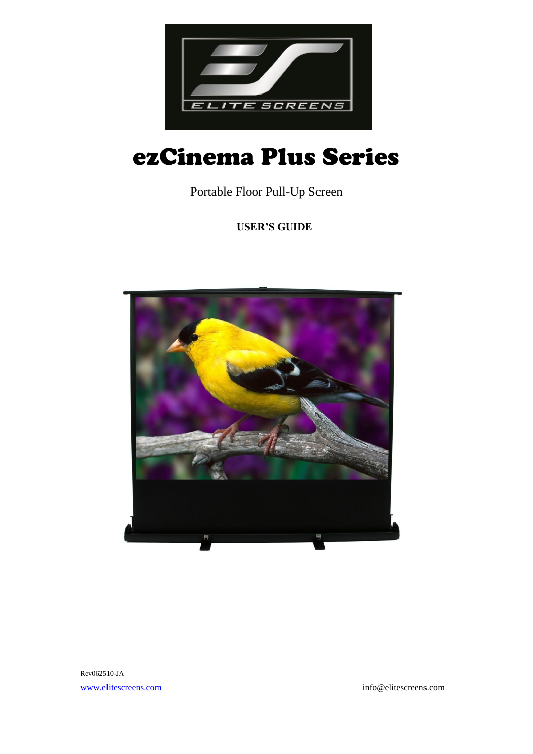# ezCinema Plus Series

Portable Floor Pull-Up Screen

**USER'S GUIDE**

Rev062510-JA

www.elitescreens.com

info@elitescreens.com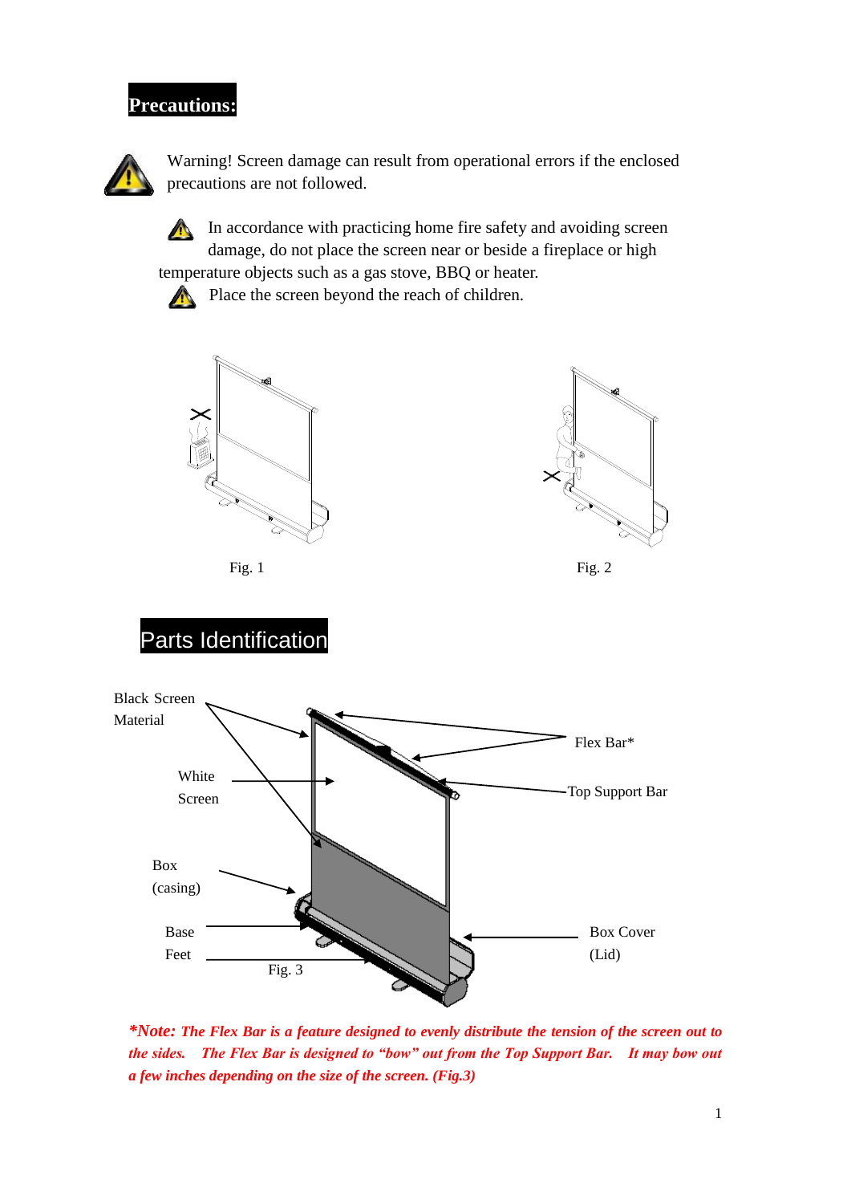## Precautions:

Warning! Screen damage can result from operational errors if the enclosed precautions are not followed.

In accordance with practicing home fire safety and avoiding screen damage, do not place the screen near or beside a fireplace or high temperature objects such as a gas stove, BBQ or heater.

Place the screen beyond the reach of children.

Fig. 1

Fig. 2

## Parts Identification

Black Screen Material

White Screen

Box (casing)

Base

Feet

Flex Bar*

Top Support Bar

Box Cover (Lid)

Fig. 3

***Note:** The Flex Bar is a feature designed to evenly distribute the tension of the screen out to the sides. The Flex Bar is designed to "bow" out from the Top Support Bar. It may bow out a few inches depending on the size of the screen. (Fig.3)*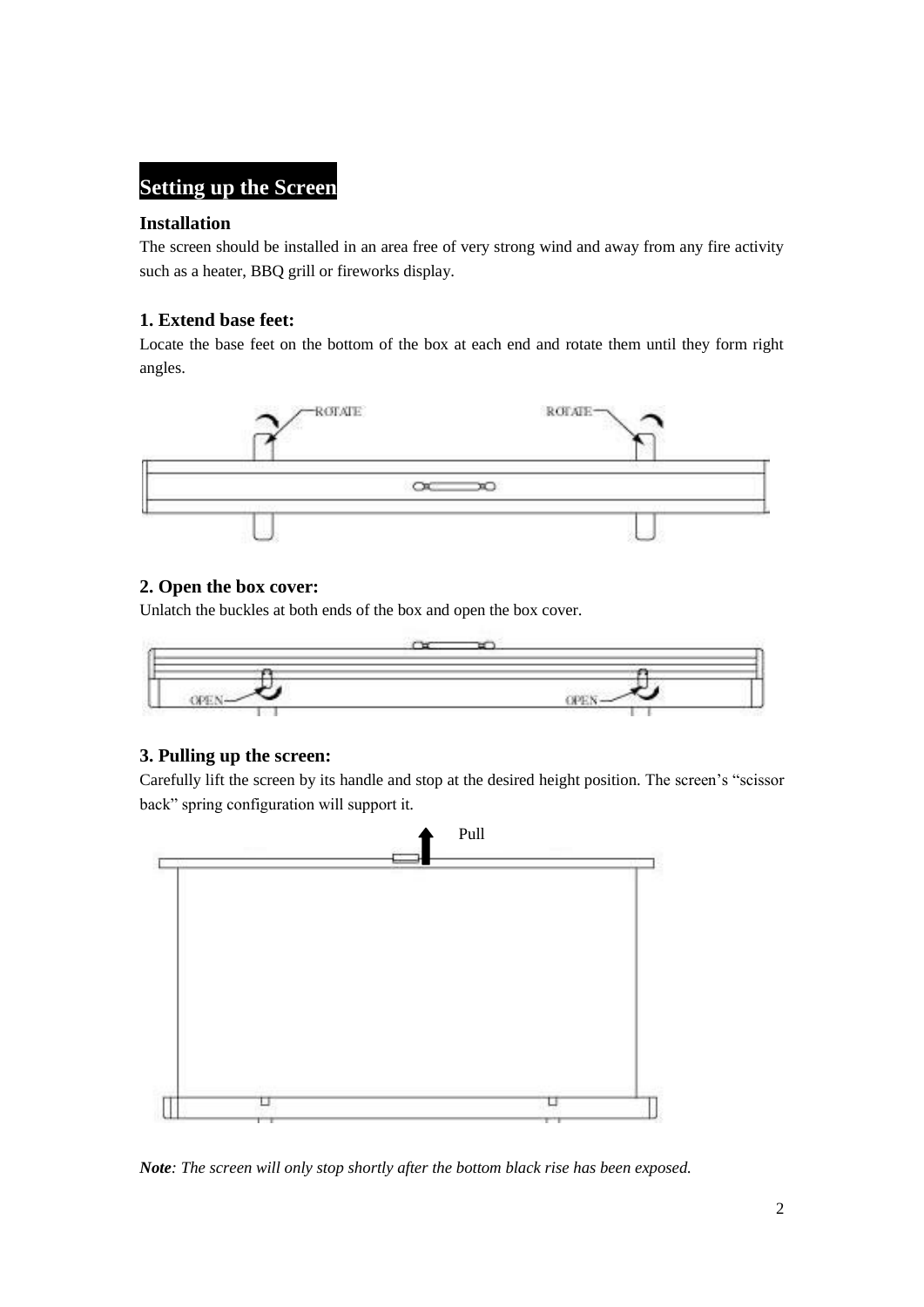## Setting up the Screen

### Installation

The screen should be installed in an area free of very strong wind and away from any fire activity such as a heater, BBQ grill or fireworks display.

### 1. Extend base feet:

Locate the base feet on the bottom of the box at each end and rotate them until they form right angles.

### 2. Open the box cover:

Unlatch the buckles at both ends of the box and open the box cover.

### 3. Pulling up the screen:

Carefully lift the screen by its handle and stop at the desired height position. The screen's "scissor back" spring configuration will support it.

***Note**: The screen will only stop shortly after the bottom black rise has been exposed.*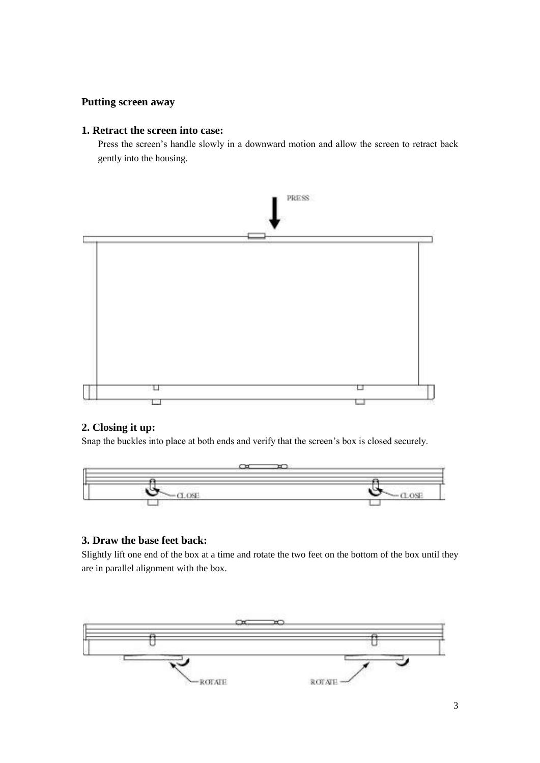## Putting screen away

### 1. Retract the screen into case:

Press the screen's handle slowly in a downward motion and allow the screen to retract back gently into the housing.

### 2. Closing it up:

Snap the buckles into place at both ends and verify that the screen's box is closed securely.

### 3. Draw the base feet back:

Slightly lift one end of the box at a time and rotate the two feet on the bottom of the box until they are in parallel alignment with the box.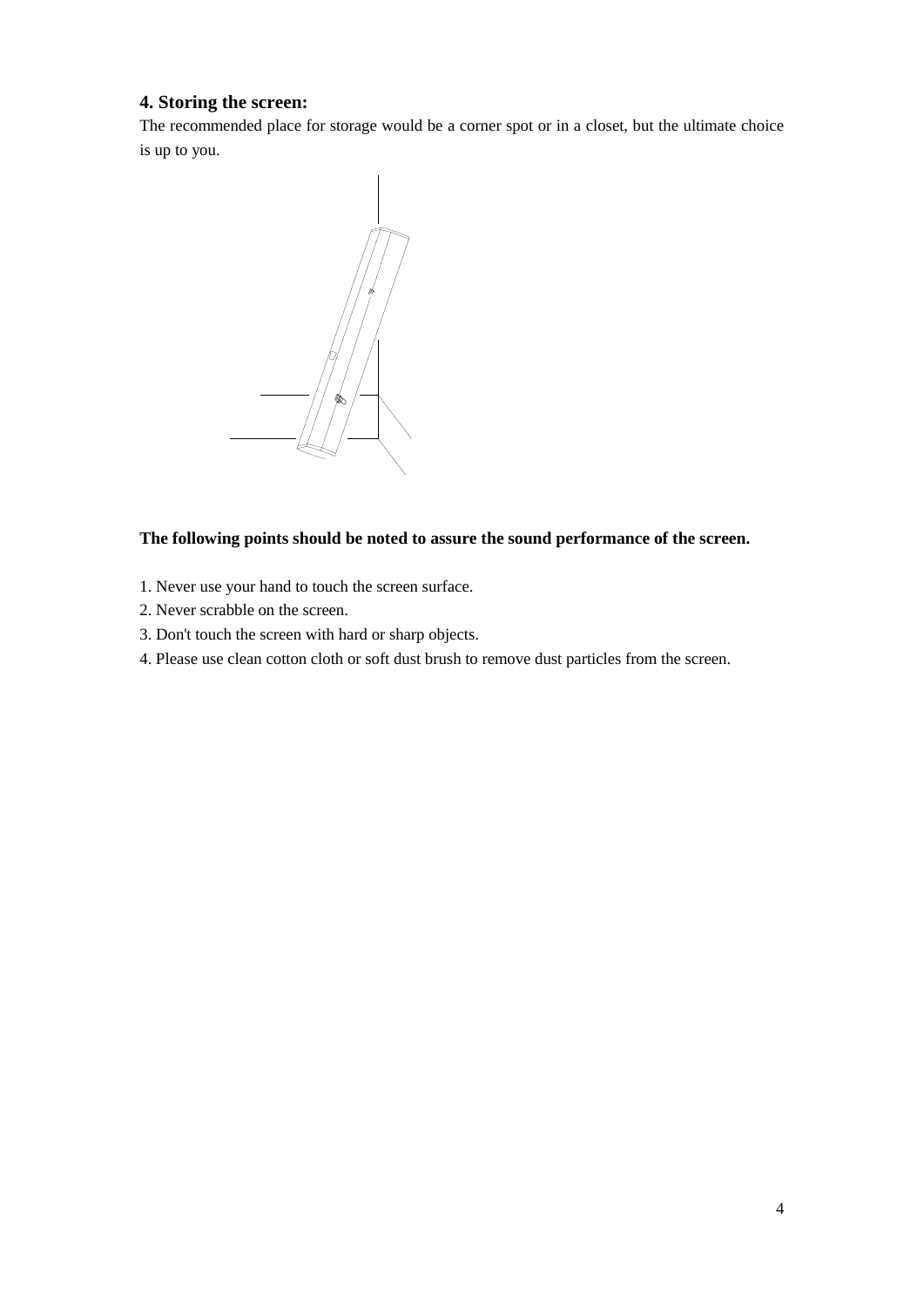## 4. Storing the screen:

The recommended place for storage would be a corner spot or in a closet, but the ultimate choice is up to you.

**The following points should be noted to assure the sound performance of the screen.**

1. Never use your hand to touch the screen surface.
2. Never scrabble on the screen.
3. Don't touch the screen with hard or sharp objects.
4. Please use clean cotton cloth or soft dust brush to remove dust particles from the screen.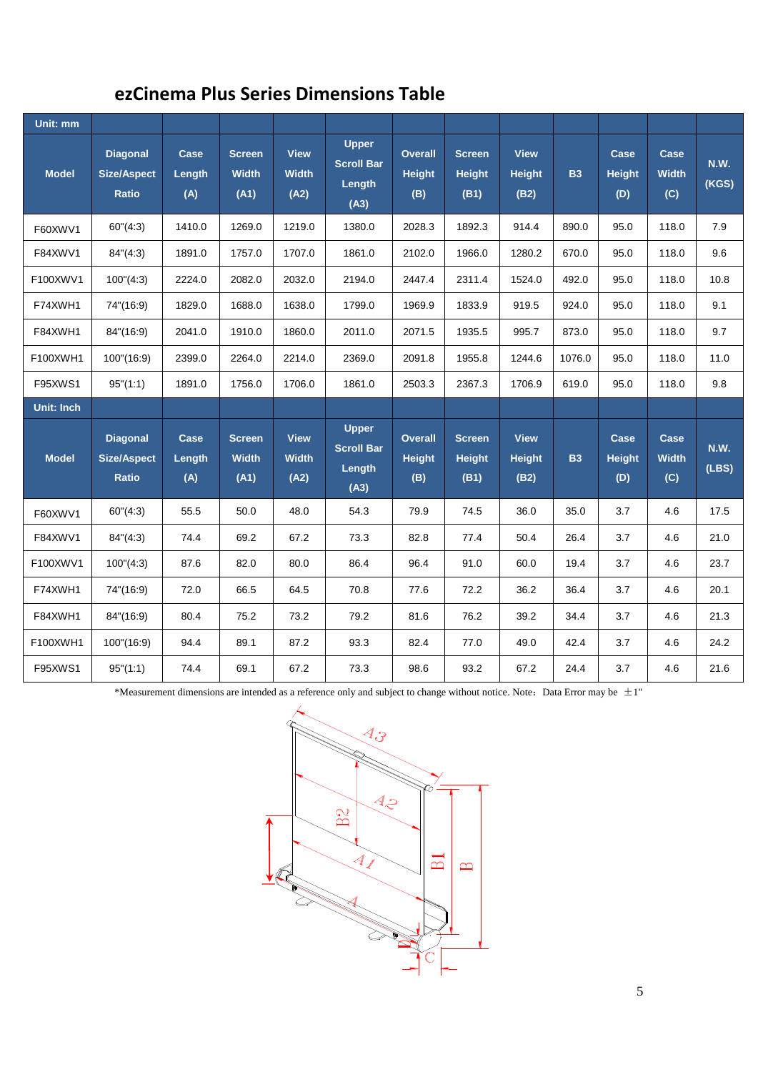## ezCinema Plus Series Dimensions Table

| Unit: mm | | | | | | | | | | | | |
|---|---|---|---|---|---|---|---|---|---|---|---|---|
| Model | Diagonal Size/Aspect Ratio | Case Length (A) | Screen Width (A1) | View Width (A2) | Upper Scroll Bar Length (A3) | Overall Height (B) | Screen Height (B1) | View Height (B2) | B3 | Case Height (D) | Case Width (C) | N.W. (KGS) |
| F60XWV1 | 60"(4:3) | 1410.0 | 1269.0 | 1219.0 | 1380.0 | 2028.3 | 1892.3 | 914.4 | 890.0 | 95.0 | 118.0 | 7.9 |
| F84XWV1 | 84"(4:3) | 1891.0 | 1757.0 | 1707.0 | 1861.0 | 2102.0 | 1966.0 | 1280.2 | 670.0 | 95.0 | 118.0 | 9.6 |
| F100XWV1 | 100"(4:3) | 2224.0 | 2082.0 | 2032.0 | 2194.0 | 2447.4 | 2311.4 | 1524.0 | 492.0 | 95.0 | 118.0 | 10.8 |
| F74XWH1 | 74"(16:9) | 1829.0 | 1688.0 | 1638.0 | 1799.0 | 1969.9 | 1833.9 | 919.5 | 924.0 | 95.0 | 118.0 | 9.1 |
| F84XWH1 | 84"(16:9) | 2041.0 | 1910.0 | 1860.0 | 2011.0 | 2071.5 | 1935.5 | 995.7 | 873.0 | 95.0 | 118.0 | 9.7 |
| F100XWH1 | 100"(16:9) | 2399.0 | 2264.0 | 2214.0 | 2369.0 | 2091.8 | 1955.8 | 1244.6 | 1076.0 | 95.0 | 118.0 | 11.0 |
| F95XWS1 | 95"(1:1) | 1891.0 | 1756.0 | 1706.0 | 1861.0 | 2503.3 | 2367.3 | 1706.9 | 619.0 | 95.0 | 118.0 | 9.8 |

| Unit: Inch | | | | | | | | | | | | |
|---|---|---|---|---|---|---|---|---|---|---|---|---|
| Model | Diagonal Size/Aspect Ratio | Case Length (A) | Screen Width (A1) | View Width (A2) | Upper Scroll Bar Length (A3) | Overall Height (B) | Screen Height (B1) | View Height (B2) | B3 | Case Height (D) | Case Width (C) | N.W. (LBS) |
| F60XWV1 | 60"(4:3) | 55.5 | 50.0 | 48.0 | 54.3 | 79.9 | 74.5 | 36.0 | 35.0 | 3.7 | 4.6 | 17.5 |
| F84XWV1 | 84"(4:3) | 74.4 | 69.2 | 67.2 | 73.3 | 82.8 | 77.4 | 50.4 | 26.4 | 3.7 | 4.6 | 21.0 |
| F100XWV1 | 100"(4:3) | 87.6 | 82.0 | 80.0 | 86.4 | 96.4 | 91.0 | 60.0 | 19.4 | 3.7 | 4.6 | 23.7 |
| F74XWH1 | 74"(16:9) | 72.0 | 66.5 | 64.5 | 70.8 | 77.6 | 72.2 | 36.2 | 36.4 | 3.7 | 4.6 | 20.1 |
| F84XWH1 | 84"(16:9) | 80.4 | 75.2 | 73.2 | 79.2 | 81.6 | 76.2 | 39.2 | 34.4 | 3.7 | 4.6 | 21.3 |
| F100XWH1 | 100"(16:9) | 94.4 | 89.1 | 87.2 | 93.3 | 82.4 | 77.0 | 49.0 | 42.4 | 3.7 | 4.6 | 24.2 |
| F95XWS1 | 95"(1:1) | 74.4 | 69.1 | 67.2 | 73.3 | 98.6 | 93.2 | 67.2 | 24.4 | 3.7 | 4.6 | 21.6 |

*Measurement dimensions are intended as a reference only and subject to change without notice. Note：Data Error may be ±1"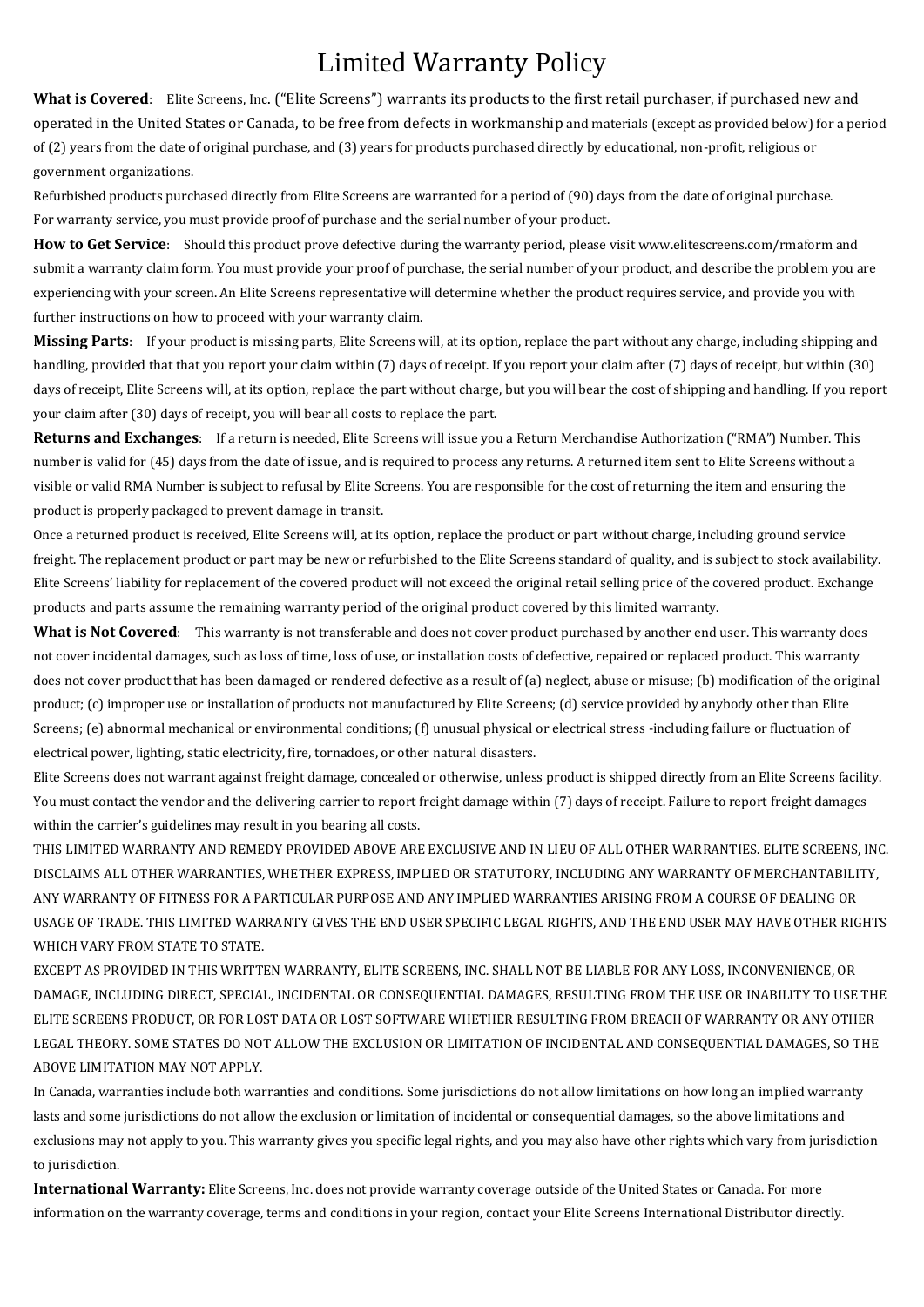# Limited Warranty Policy

**What is Covered**: Elite Screens, Inc. ("Elite Screens") warrants its products to the first retail purchaser, if purchased new and operated in the United States or Canada, to be free from defects in workmanship and materials (except as provided below) for a period of (2) years from the date of original purchase, and (3) years for products purchased directly by educational, non-profit, religious or government organizations.

Refurbished products purchased directly from Elite Screens are warranted for a period of (90) days from the date of original purchase. For warranty service, you must provide proof of purchase and the serial number of your product.

**How to Get Service**: Should this product prove defective during the warranty period, please visit www.elitescreens.com/rmaform and submit a warranty claim form. You must provide your proof of purchase, the serial number of your product, and describe the problem you are experiencing with your screen. An Elite Screens representative will determine whether the product requires service, and provide you with further instructions on how to proceed with your warranty claim.

**Missing Parts**: If your product is missing parts, Elite Screens will, at its option, replace the part without any charge, including shipping and handling, provided that that you report your claim within (7) days of receipt. If you report your claim after (7) days of receipt, but within (30) days of receipt, Elite Screens will, at its option, replace the part without charge, but you will bear the cost of shipping and handling. If you report your claim after (30) days of receipt, you will bear all costs to replace the part.

**Returns and Exchanges**: If a return is needed, Elite Screens will issue you a Return Merchandise Authorization ("RMA") Number. This number is valid for (45) days from the date of issue, and is required to process any returns. A returned item sent to Elite Screens without a visible or valid RMA Number is subject to refusal by Elite Screens. You are responsible for the cost of returning the item and ensuring the product is properly packaged to prevent damage in transit.

Once a returned product is received, Elite Screens will, at its option, replace the product or part without charge, including ground service freight. The replacement product or part may be new or refurbished to the Elite Screens standard of quality, and is subject to stock availability. Elite Screens' liability for replacement of the covered product will not exceed the original retail selling price of the covered product. Exchange products and parts assume the remaining warranty period of the original product covered by this limited warranty.

**What is Not Covered**: This warranty is not transferable and does not cover product purchased by another end user. This warranty does not cover incidental damages, such as loss of time, loss of use, or installation costs of defective, repaired or replaced product. This warranty does not cover product that has been damaged or rendered defective as a result of (a) neglect, abuse or misuse; (b) modification of the original product; (c) improper use or installation of products not manufactured by Elite Screens; (d) service provided by anybody other than Elite Screens; (e) abnormal mechanical or environmental conditions; (f) unusual physical or electrical stress -including failure or fluctuation of electrical power, lighting, static electricity, fire, tornadoes, or other natural disasters.

Elite Screens does not warrant against freight damage, concealed or otherwise, unless product is shipped directly from an Elite Screens facility. You must contact the vendor and the delivering carrier to report freight damage within (7) days of receipt. Failure to report freight damages within the carrier's guidelines may result in you bearing all costs.

THIS LIMITED WARRANTY AND REMEDY PROVIDED ABOVE ARE EXCLUSIVE AND IN LIEU OF ALL OTHER WARRANTIES. ELITE SCREENS, INC. DISCLAIMS ALL OTHER WARRANTIES, WHETHER EXPRESS, IMPLIED OR STATUTORY, INCLUDING ANY WARRANTY OF MERCHANTABILITY, ANY WARRANTY OF FITNESS FOR A PARTICULAR PURPOSE AND ANY IMPLIED WARRANTIES ARISING FROM A COURSE OF DEALING OR USAGE OF TRADE. THIS LIMITED WARRANTY GIVES THE END USER SPECIFIC LEGAL RIGHTS, AND THE END USER MAY HAVE OTHER RIGHTS WHICH VARY FROM STATE TO STATE.

EXCEPT AS PROVIDED IN THIS WRITTEN WARRANTY, ELITE SCREENS, INC. SHALL NOT BE LIABLE FOR ANY LOSS, INCONVENIENCE, OR DAMAGE, INCLUDING DIRECT, SPECIAL, INCIDENTAL OR CONSEQUENTIAL DAMAGES, RESULTING FROM THE USE OR INABILITY TO USE THE ELITE SCREENS PRODUCT, OR FOR LOST DATA OR LOST SOFTWARE WHETHER RESULTING FROM BREACH OF WARRANTY OR ANY OTHER LEGAL THEORY. SOME STATES DO NOT ALLOW THE EXCLUSION OR LIMITATION OF INCIDENTAL AND CONSEQUENTIAL DAMAGES, SO THE ABOVE LIMITATION MAY NOT APPLY.

In Canada, warranties include both warranties and conditions. Some jurisdictions do not allow limitations on how long an implied warranty lasts and some jurisdictions do not allow the exclusion or limitation of incidental or consequential damages, so the above limitations and exclusions may not apply to you. This warranty gives you specific legal rights, and you may also have other rights which vary from jurisdiction to jurisdiction.

**International Warranty:** Elite Screens, Inc. does not provide warranty coverage outside of the United States or Canada. For more information on the warranty coverage, terms and conditions in your region, contact your Elite Screens International Distributor directly.